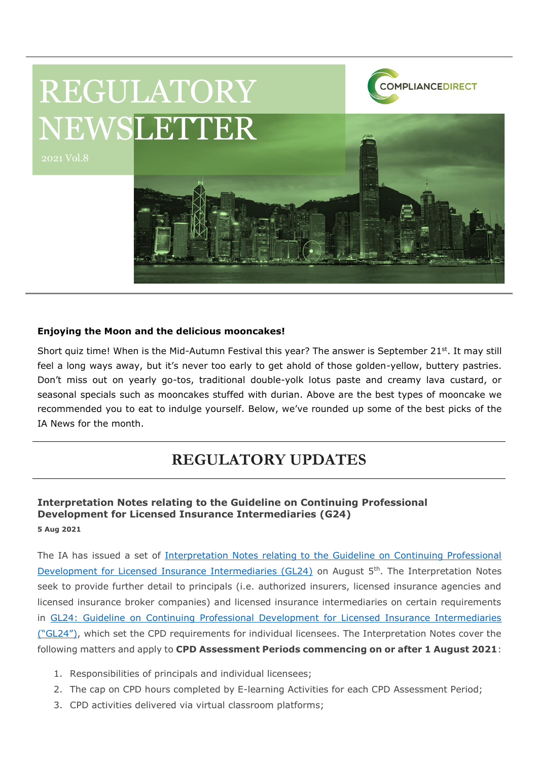# REGULATORY NEWSLETTER

2021 Vol.8

COMPLIANCEDIRECT

**Enjoying the Moon and the delicious mooncakes!**

Short quiz time! When is the Mid-Autumn Festival this year? The answer is September 21st. It may still feel a long ways away, but it's never too early to get ahold of those golden-yellow, buttery pastries. Don't miss out on yearly go-tos, traditional double-yolk lotus paste and creamy lava custard, or seasonal specials such as mooncakes stuffed with durian. Above are the best types of mooncake we recommended you to eat to indulge yourself. Below, we've rounded up some of the best picks of the IA News for the month.

## REGULATORY UPDATES

### Interpretation Notes relating to the Guideline on Continuing Professional Development for Licensed Insurance Intermediaries (G24)

**5 Aug 2021**

The IA has issued a set of Interpretation Notes relating to the Guideline on Continuing Professional Development for Licensed Insurance Intermediaries (GL24) on August 5th. The Interpretation Notes seek to provide further detail to principals (i.e. authorized insurers, licensed insurance agencies and licensed insurance broker companies) and licensed insurance intermediaries on certain requirements in GL24: Guideline on Continuing Professional Development for Licensed Insurance Intermediaries ("GL24"), which set the CPD requirements for individual licensees. The Interpretation Notes cover the following matters and apply to **CPD Assessment Periods commencing on or after 1 August 2021**:

1. Responsibilities of principals and individual licensees;
2. The cap on CPD hours completed by E-learning Activities for each CPD Assessment Period;
3. CPD activities delivered via virtual classroom platforms;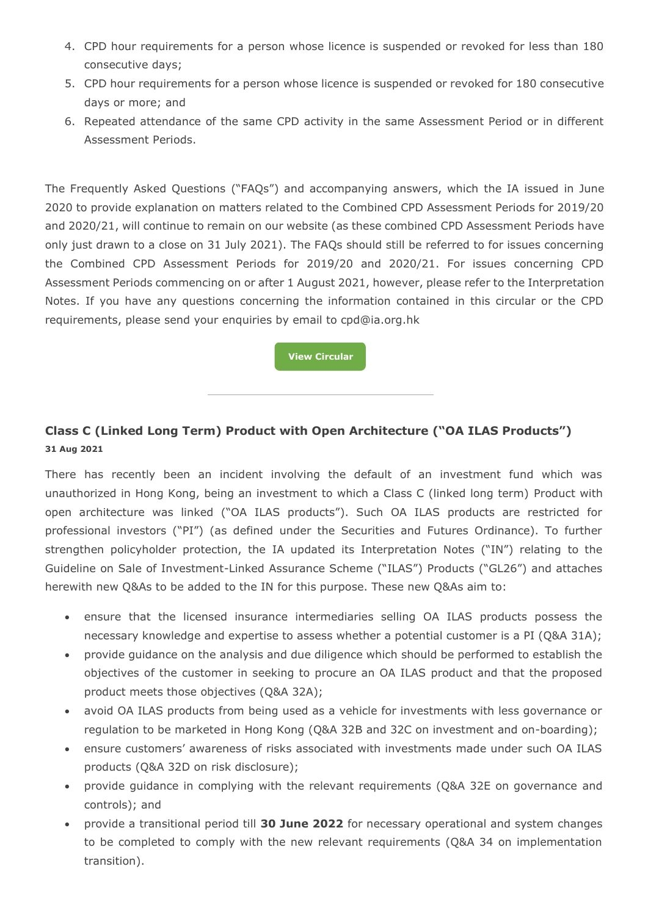4. CPD hour requirements for a person whose licence is suspended or revoked for less than 180 consecutive days;
5. CPD hour requirements for a person whose licence is suspended or revoked for 180 consecutive days or more; and
6. Repeated attendance of the same CPD activity in the same Assessment Period or in different Assessment Periods.

The Frequently Asked Questions ("FAQs") and accompanying answers, which the IA issued in June 2020 to provide explanation on matters related to the Combined CPD Assessment Periods for 2019/20 and 2020/21, will continue to remain on our website (as these combined CPD Assessment Periods have only just drawn to a close on 31 July 2021). The FAQs should still be referred to for issues concerning the Combined CPD Assessment Periods for 2019/20 and 2020/21. For issues concerning CPD Assessment Periods commencing on or after 1 August 2021, however, please refer to the Interpretation Notes. If you have any questions concerning the information contained in this circular or the CPD requirements, please send your enquiries by email to cpd@ia.org.hk

**View Circular**

---

### Class C (Linked Long Term) Product with Open Architecture ("OA ILAS Products")

**31 Aug 2021**

There has recently been an incident involving the default of an investment fund which was unauthorized in Hong Kong, being an investment to which a Class C (linked long term) Product with open architecture was linked ("OA ILAS products"). Such OA ILAS products are restricted for professional investors ("PI") (as defined under the Securities and Futures Ordinance). To further strengthen policyholder protection, the IA updated its Interpretation Notes ("IN") relating to the Guideline on Sale of Investment-Linked Assurance Scheme ("ILAS") Products ("GL26") and attaches herewith new Q&As to be added to the IN for this purpose. These new Q&As aim to:

- ensure that the licensed insurance intermediaries selling OA ILAS products possess the necessary knowledge and expertise to assess whether a potential customer is a PI (Q&A 31A);
- provide guidance on the analysis and due diligence which should be performed to establish the objectives of the customer in seeking to procure an OA ILAS product and that the proposed product meets those objectives (Q&A 32A);
- avoid OA ILAS products from being used as a vehicle for investments with less governance or regulation to be marketed in Hong Kong (Q&A 32B and 32C on investment and on-boarding);
- ensure customers' awareness of risks associated with investments made under such OA ILAS products (Q&A 32D on risk disclosure);
- provide guidance in complying with the relevant requirements (Q&A 32E on governance and controls); and
- provide a transitional period till **30 June 2022** for necessary operational and system changes to be completed to comply with the new relevant requirements (Q&A 34 on implementation transition).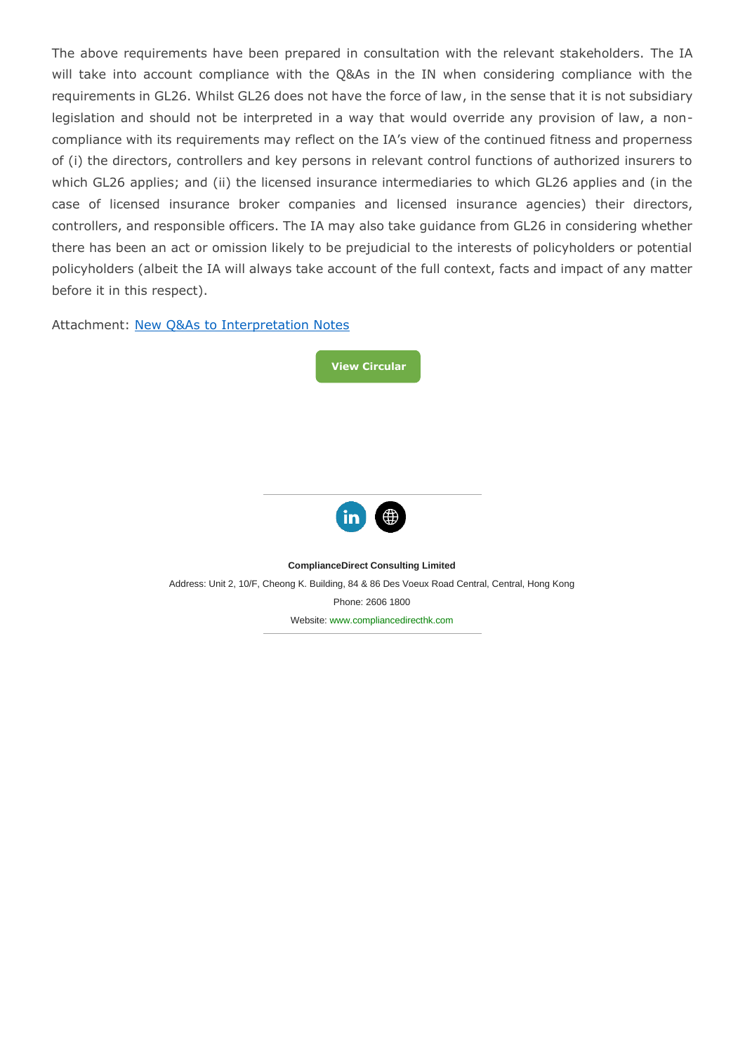The above requirements have been prepared in consultation with the relevant stakeholders. The IA will take into account compliance with the Q&As in the IN when considering compliance with the requirements in GL26. Whilst GL26 does not have the force of law, in the sense that it is not subsidiary legislation and should not be interpreted in a way that would override any provision of law, a non-compliance with its requirements may reflect on the IA's view of the continued fitness and properness of (i) the directors, controllers and key persons in relevant control functions of authorized insurers to which GL26 applies; and (ii) the licensed insurance intermediaries to which GL26 applies and (in the case of licensed insurance broker companies and licensed insurance agencies) their directors, controllers, and responsible officers. The IA may also take guidance from GL26 in considering whether there has been an act or omission likely to be prejudicial to the interests of policyholders or potential policyholders (albeit the IA will always take account of the full context, facts and impact of any matter before it in this respect).

Attachment: New Q&As to Interpretation Notes

View Circular

**ComplianceDirect Consulting Limited**

Address: Unit 2, 10/F, Cheong K. Building, 84 & 86 Des Voeux Road Central, Central, Hong Kong

Phone: 2606 1800

Website: www.compliancedirecthk.com